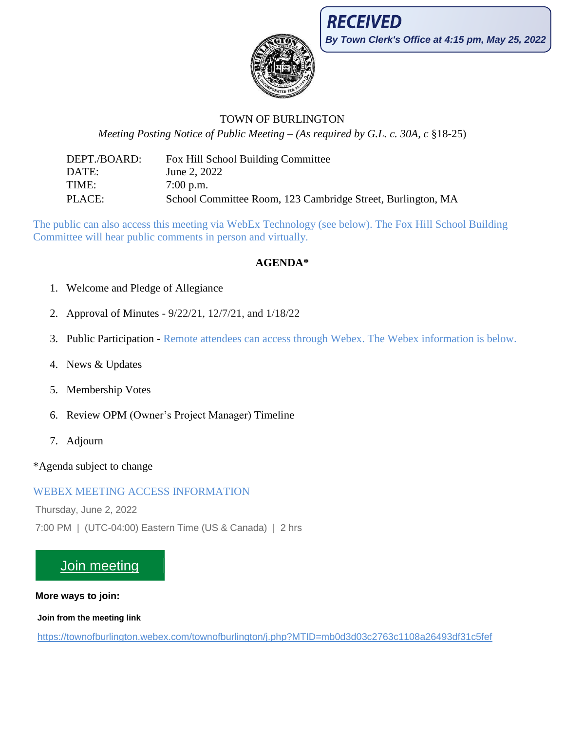**RECEIVED**
*By Town Clerk's Office at 4:15 pm, May 25, 2022*

# TOWN OF BURLINGTON

*Meeting Posting Notice of Public Meeting – (As required by G.L. c. 30A, c* §18-25)

| | |
|---|---|
| DEPT./BOARD: | Fox Hill School Building Committee |
| DATE: | June 2, 2022 |
| TIME: | 7:00 p.m. |
| PLACE: | School Committee Room, 123 Cambridge Street, Burlington, MA |

The public can also access this meeting via WebEx Technology (see below). The Fox Hill School Building Committee will hear public comments in person and virtually.

**AGENDA***

1. Welcome and Pledge of Allegiance
2. Approval of Minutes - 9/22/21, 12/7/21, and 1/18/22
3. Public Participation - Remote attendees can access through Webex. The Webex information is below.
4. News & Updates
5. Membership Votes
6. Review OPM (Owner's Project Manager) Timeline
7. Adjourn

*Agenda subject to change

WEBEX MEETING ACCESS INFORMATION

Thursday, June 2, 2022

7:00 PM | (UTC-04:00) Eastern Time (US & Canada) | 2 hrs

Join meeting

**More ways to join:**

**Join from the meeting link**

https://townofburlington.webex.com/townofburlington/j.php?MTID=mb0d3d03c2763c1108a26493df31c5fef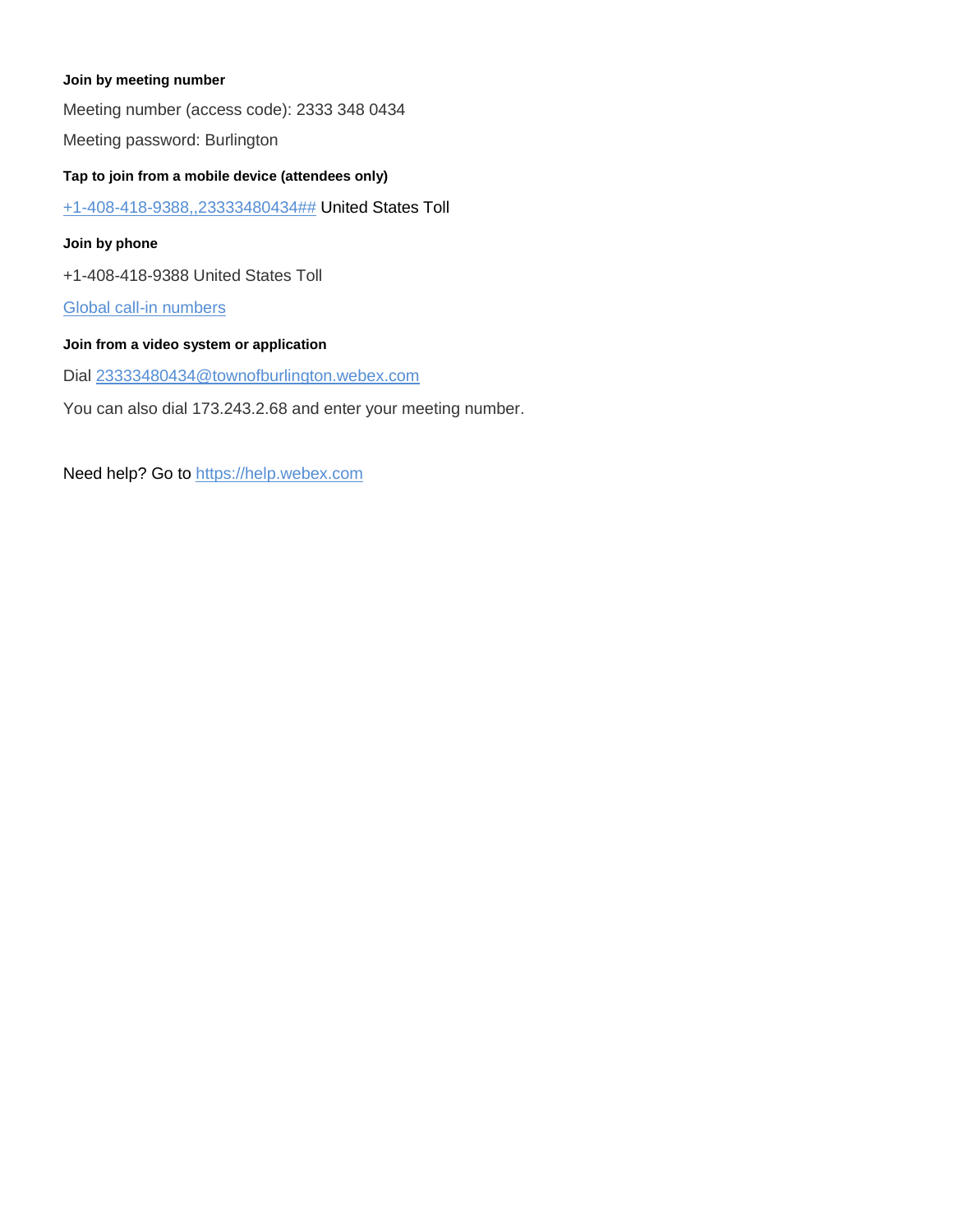**Join by meeting number**

Meeting number (access code): 2333 348 0434

Meeting password: Burlington

**Tap to join from a mobile device (attendees only)**

+1-408-418-9388,,23333480434## United States Toll

**Join by phone**

+1-408-418-9388 United States Toll

Global call-in numbers

**Join from a video system or application**

Dial 23333480434@townofburlington.webex.com

You can also dial 173.243.2.68 and enter your meeting number.

Need help? Go to https://help.webex.com